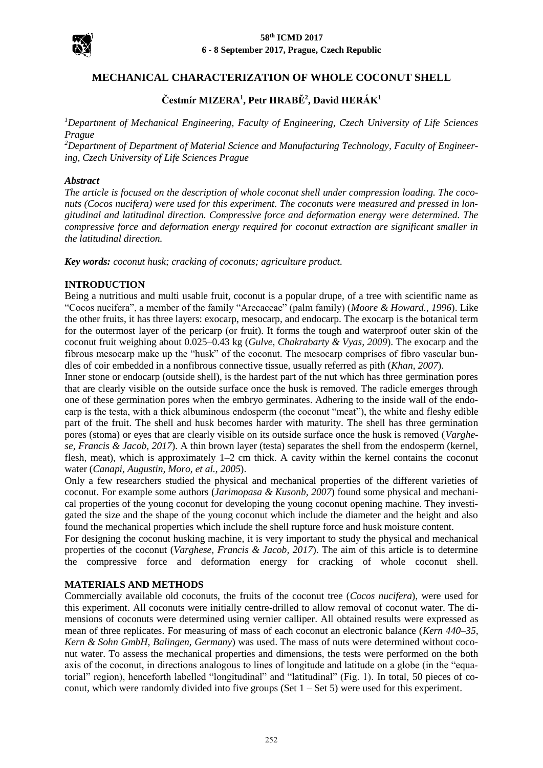# MECHANICAL CHARACTERIZATION OF WHOLE COCONUT SHELL

**Čestmír MIZERA[1], Petr HRABĚ[2], David HERÁK[1]**

*[1]Department of Mechanical Engineering, Faculty of Engineering, Czech University of Life Sciences Prague*

*[2]Department of Department of Material Science and Manufacturing Technology, Faculty of Engineering, Czech University of Life Sciences Prague*

***Abstract***

*The article is focused on the description of whole coconut shell under compression loading. The coconuts (Cocos nucifera) were used for this experiment. The coconuts were measured and pressed in longitudinal and latitudinal direction. Compressive force and deformation energy were determined. The compressive force and deformation energy required for coconut extraction are significant smaller in the latitudinal direction.*

***Key words:*** *coconut husk; cracking of coconuts; agriculture product.*

## INTRODUCTION

Being a nutritious and multi usable fruit, coconut is a popular drupe, of a tree with scientific name as "Cocos nucifera", a member of the family "Arecaceae" (palm family) (*Moore & Howard., 1996*). Like the other fruits, it has three layers: exocarp, mesocarp, and endocarp. The exocarp is the botanical term for the outermost layer of the pericarp (or fruit). It forms the tough and waterproof outer skin of the coconut fruit weighing about 0.025–0.43 kg (*Gulve, Chakrabarty & Vyas, 2009*). The exocarp and the fibrous mesocarp make up the "husk" of the coconut. The mesocarp comprises of fibro vascular bundles of coir embedded in a nonfibrous connective tissue, usually referred as pith (*Khan, 2007*).

Inner stone or endocarp (outside shell), is the hardest part of the nut which has three germination pores that are clearly visible on the outside surface once the husk is removed. The radicle emerges through one of these germination pores when the embryo germinates. Adhering to the inside wall of the endocarp is the testa, with a thick albuminous endosperm (the coconut "meat"), the white and fleshy edible part of the fruit. The shell and husk becomes harder with maturity. The shell has three germination pores (stoma) or eyes that are clearly visible on its outside surface once the husk is removed (*Varghese, Francis & Jacob, 2017*). A thin brown layer (testa) separates the shell from the endosperm (kernel, flesh, meat), which is approximately 1–2 cm thick. A cavity within the kernel contains the coconut water (*Canapi, Augustin, Moro, et al., 2005*).

Only a few researchers studied the physical and mechanical properties of the different varieties of coconut. For example some authors (*Jarimopasa & Kusonb, 2007*) found some physical and mechanical properties of the young coconut for developing the young coconut opening machine. They investigated the size and the shape of the young coconut which include the diameter and the height and also found the mechanical properties which include the shell rupture force and husk moisture content.

For designing the coconut husking machine, it is very important to study the physical and mechanical properties of the coconut (*Varghese, Francis & Jacob, 2017*). The aim of this article is to determine the compressive force and deformation energy for cracking of whole coconut shell.

## MATERIALS AND METHODS

Commercially available old coconuts, the fruits of the coconut tree (*Cocos nucifera*), were used for this experiment. All coconuts were initially centre-drilled to allow removal of coconut water. The dimensions of coconuts were determined using vernier calliper. All obtained results were expressed as mean of three replicates. For measuring of mass of each coconut an electronic balance (*Kern 440–35, Kern & Sohn GmbH, Balingen, Germany*) was used. The mass of nuts were determined without coconut water. To assess the mechanical properties and dimensions, the tests were performed on the both axis of the coconut, in directions analogous to lines of longitude and latitude on a globe (in the "equatorial" region), henceforth labelled "longitudinal" and "latitudinal" (Fig. 1). In total, 50 pieces of coconut, which were randomly divided into five groups (Set 1 – Set 5) were used for this experiment.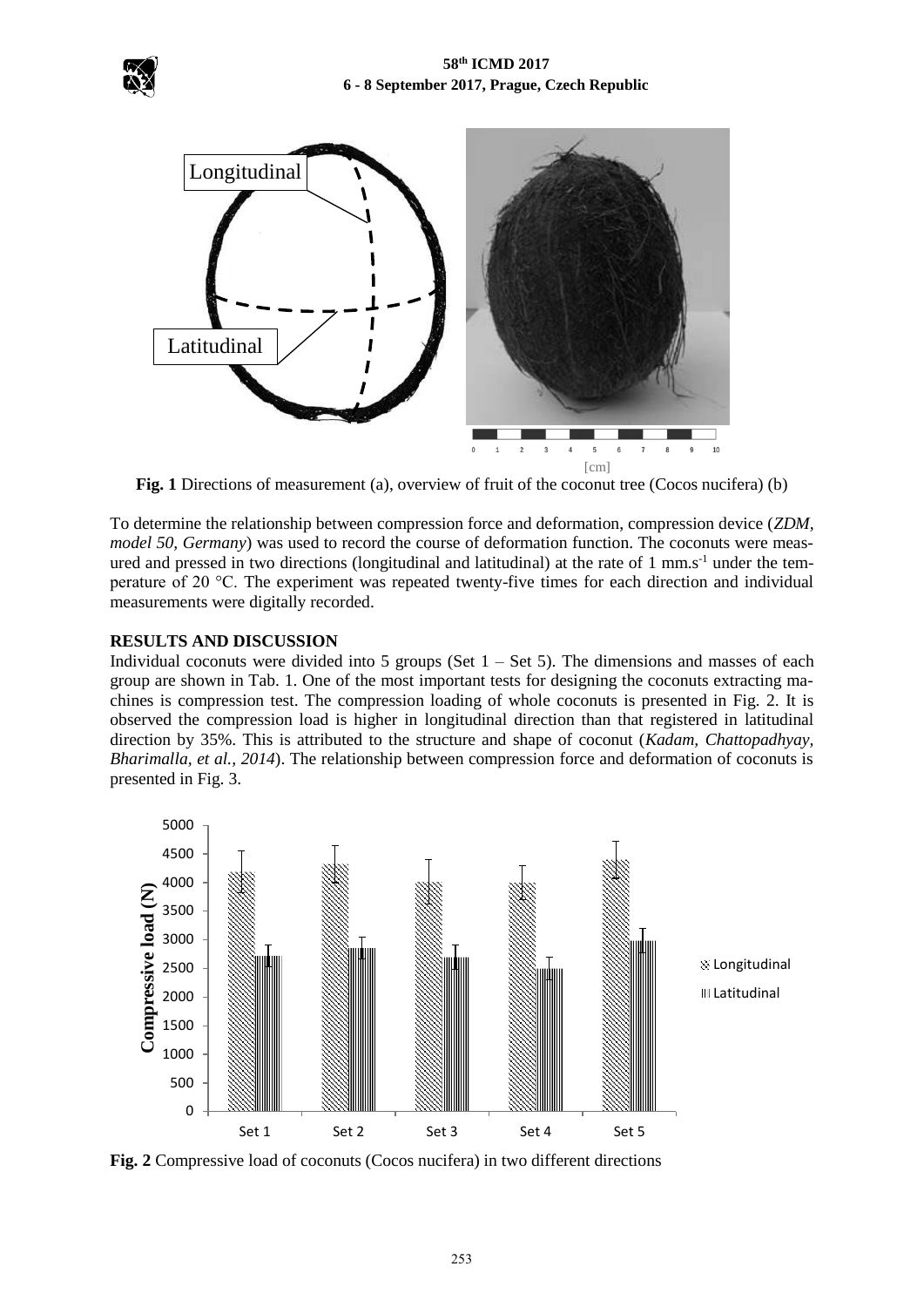**Fig. 1** Directions of measurement (a), overview of fruit of the coconut tree (Cocos nucifera) (b)

To determine the relationship between compression force and deformation, compression device (*ZDM, model 50, Germany*) was used to record the course of deformation function. The coconuts were measured and pressed in two directions (longitudinal and latitudinal) at the rate of 1 mm.s$^{-1}$ under the temperature of 20 °C. The experiment was repeated twenty-five times for each direction and individual measurements were digitally recorded.

## RESULTS AND DISCUSSION

Individual coconuts were divided into 5 groups (Set 1 – Set 5). The dimensions and masses of each group are shown in Tab. 1. One of the most important tests for designing the coconuts extracting machines is compression test. The compression loading of whole coconuts is presented in Fig. 2. It is observed the compression load is higher in longitudinal direction than that registered in latitudinal direction by 35%. This is attributed to the structure and shape of coconut (*Kadam, Chattopadhyay, Bharimalla, et al., 2014*). The relationship between compression force and deformation of coconuts is presented in Fig. 3.

**Fig. 2** Compressive load of coconuts (Cocos nucifera) in two different directions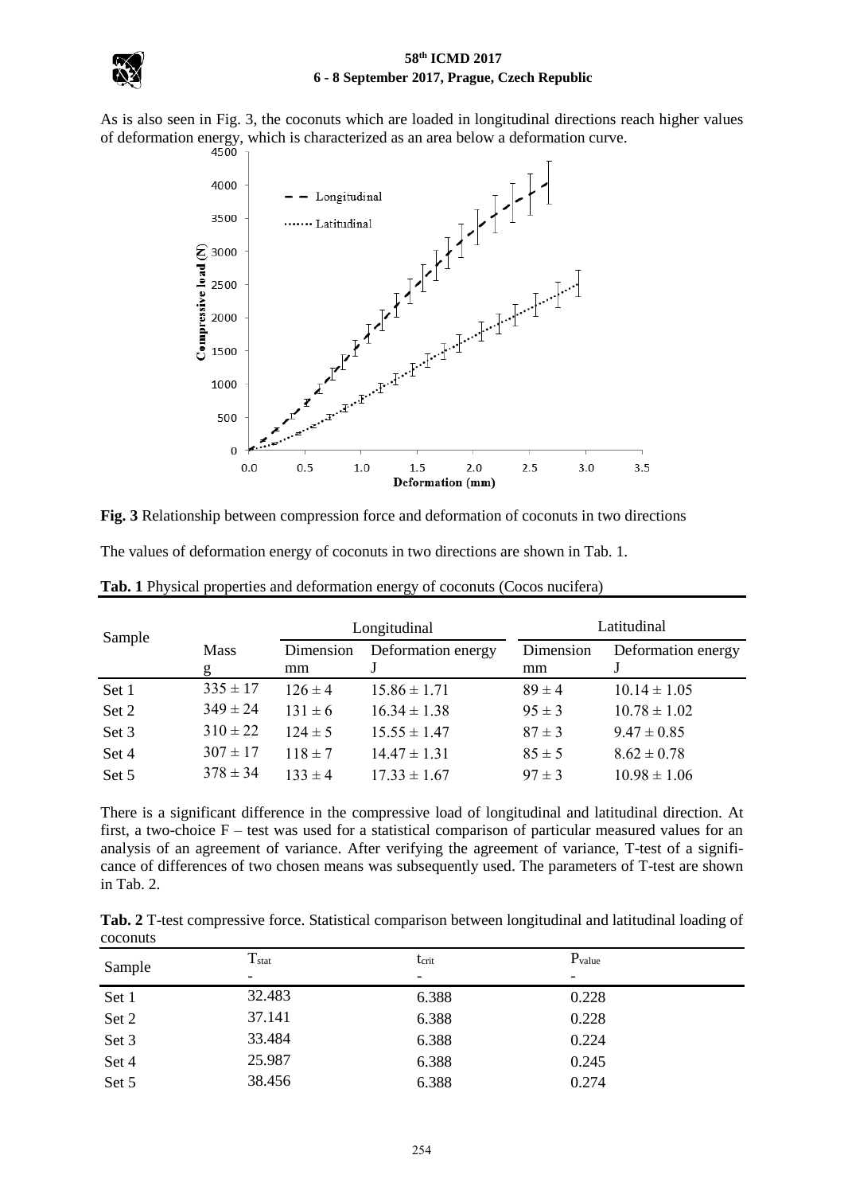As is also seen in Fig. 3, the coconuts which are loaded in longitudinal directions reach higher values of deformation energy, which is characterized as an area below a deformation curve.

**Fig. 3** Relationship between compression force and deformation of coconuts in two directions

The values of deformation energy of coconuts in two directions are shown in Tab. 1.

**Tab. 1** Physical properties and deformation energy of coconuts (Cocos nucifera)

| Sample | Mass | Longitudinal | | Latitudinal | |
|---|---|---|---|---|---|
| | | Dimension | Deformation energy | Dimension | Deformation energy |
| | g | mm | J | mm | J |
| Set 1 | 335 ± 17 | 126 ± 4 | 15.86 ± 1.71 | 89 ± 4 | 10.14 ± 1.05 |
| Set 2 | 349 ± 24 | 131 ± 6 | 16.34 ± 1.38 | 95 ± 3 | 10.78 ± 1.02 |
| Set 3 | 310 ± 22 | 124 ± 5 | 15.55 ± 1.47 | 87 ± 3 | 9.47 ± 0.85 |
| Set 4 | 307 ± 17 | 118 ± 7 | 14.47 ± 1.31 | 85 ± 5 | 8.62 ± 0.78 |
| Set 5 | 378 ± 34 | 133 ± 4 | 17.33 ± 1.67 | 97 ± 3 | 10.98 ± 1.06 |

There is a significant difference in the compressive load of longitudinal and latitudinal direction. At first, a two-choice F – test was used for a statistical comparison of particular measured values for an analysis of an agreement of variance. After verifying the agreement of variance, T-test of a significance of differences of two chosen means was subsequently used. The parameters of T-test are shown in Tab. 2.

**Tab. 2** T-test compressive force. Statistical comparison between longitudinal and latitudinal loading of coconuts

| Sample | $T_{stat}$ | $t_{crit}$ | $P_{value}$ |
|---|---|---|---|
| | - | - | - |
| Set 1 | 32.483 | 6.388 | 0.228 |
| Set 2 | 37.141 | 6.388 | 0.228 |
| Set 3 | 33.484 | 6.388 | 0.224 |
| Set 4 | 25.987 | 6.388 | 0.245 |
| Set 5 | 38.456 | 6.388 | 0.274 |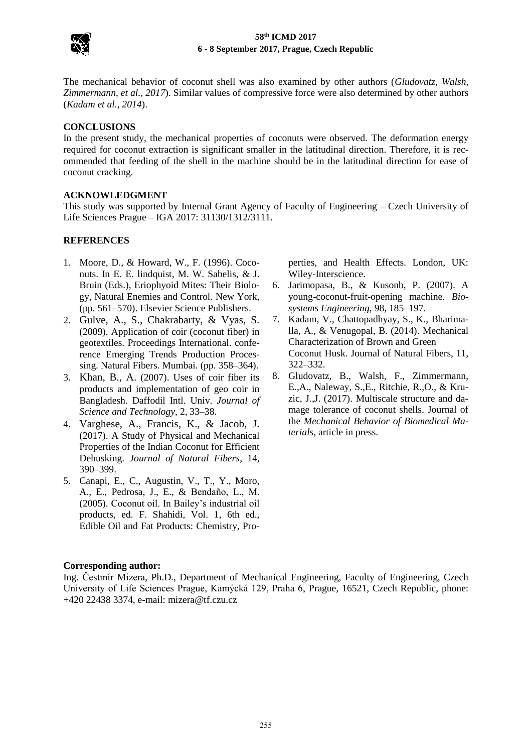The mechanical behavior of coconut shell was also examined by other authors (*Gludovatz, Walsh, Zimmermann, et al., 2017*). Similar values of compressive force were also determined by other authors (*Kadam et al., 2014*).

## CONCLUSIONS

In the present study, the mechanical properties of coconuts were observed. The deformation energy required for coconut extraction is significant smaller in the latitudinal direction. Therefore, it is recommended that feeding of the shell in the machine should be in the latitudinal direction for ease of coconut cracking.

## ACKNOWLEDGMENT

This study was supported by Internal Grant Agency of Faculty of Engineering – Czech University of Life Sciences Prague – IGA 2017: 31130/1312/3111.

## REFERENCES

1. Moore, D., & Howard, W., F. (1996). Coconuts. In E. E. lindquist, M. W. Sabelis, & J. Bruin (Eds.), Eriophyoid Mites: Their Biology, Natural Enemies and Control. New York, (pp. 561–570). Elsevier Science Publishers.
2. Gulve, A., S., Chakrabarty, & Vyas, S. (2009). Application of coir (coconut fiber) in geotextiles. Proceedings International. conference Emerging Trends Production Processing. Natural Fibers. Mumbai. (pp. 358–364).
3. Khan, B., A. (2007). Uses of coir fiber its products and implementation of geo coir in Bangladesh. Daffodil Intl. Univ. *Journal of Science and Technology*, 2, 33–38.
4. Varghese, A., Francis, K., & Jacob, J. (2017). A Study of Physical and Mechanical Properties of the Indian Coconut for Efficient Dehusking. *Journal of Natural Fibers*, 14, 390–399.
5. Canapi, E., C., Augustin, V., T., Y., Moro, A., E., Pedrosa, J., E., & Bendaño, L., M. (2005). Coconut oil. In Bailey's industrial oil products, ed. F. Shahidi, Vol. 1, 6th ed., Edible Oil and Fat Products: Chemistry, Properties, and Health Effects. London, UK: Wiley-Interscience.
6. Jarimopasa, B., & Kusonb, P. (2007). A young-coconut-fruit-opening machine. *Biosystems Engineering*, 98, 185–197.
7. Kadam, V., Chattopadhyay, S., K., Bharimalla, A., & Venugopal, B. (2014). Mechanical Characterization of Brown and Green Coconut Husk. Journal of Natural Fibers, 11, 322–332.
8. Gludovatz, B., Walsh, F., Zimmermann, E.,A., Naleway, S.,E., Ritchie, R.,O., & Kruzic, J.,J. (2017). Multiscale structure and damage tolerance of coconut shells. Journal of the *Mechanical Behavior of Biomedical Materials*, article in press.

**Corresponding author:**

Ing. Čestmír Mizera, Ph.D., Department of Mechanical Engineering, Faculty of Engineering, Czech University of Life Sciences Prague, Kamýcká 129, Praha 6, Prague, 16521, Czech Republic, phone: +420 22438 3374, e-mail: mizera@tf.czu.cz